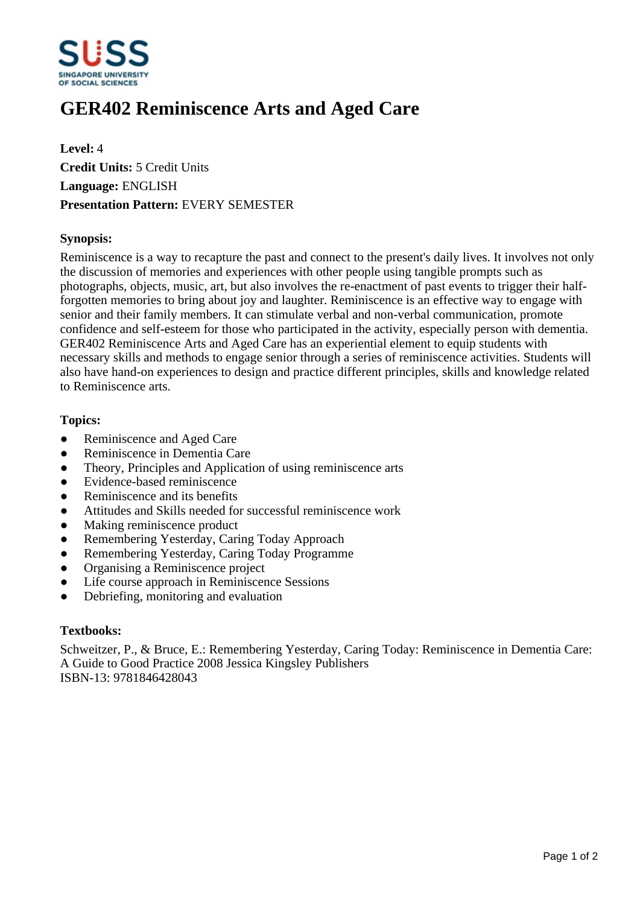# GER402 Reminiscence Arts and Aged Care

**Level:** 4
**Credit Units:** 5 Credit Units
**Language:** ENGLISH
**Presentation Pattern:** EVERY SEMESTER

### Synopsis:

Reminiscence is a way to recapture the past and connect to the present's daily lives. It involves not only the discussion of memories and experiences with other people using tangible prompts such as photographs, objects, music, art, but also involves the re-enactment of past events to trigger their half-forgotten memories to bring about joy and laughter. Reminiscence is an effective way to engage with senior and their family members. It can stimulate verbal and non-verbal communication, promote confidence and self-esteem for those who participated in the activity, especially person with dementia. GER402 Reminiscence Arts and Aged Care has an experiential element to equip students with necessary skills and methods to engage senior through a series of reminiscence activities. Students will also have hand-on experiences to design and practice different principles, skills and knowledge related to Reminiscence arts.

### Topics:

- Reminiscence and Aged Care
- Reminiscence in Dementia Care
- Theory, Principles and Application of using reminiscence arts
- Evidence-based reminiscence
- Reminiscence and its benefits
- Attitudes and Skills needed for successful reminiscence work
- Making reminiscence product
- Remembering Yesterday, Caring Today Approach
- Remembering Yesterday, Caring Today Programme
- Organising a Reminiscence project
- Life course approach in Reminiscence Sessions
- Debriefing, monitoring and evaluation

### Textbooks:

Schweitzer, P., & Bruce, E.: Remembering Yesterday, Caring Today: Reminiscence in Dementia Care: A Guide to Good Practice 2008 Jessica Kingsley Publishers
ISBN-13: 9781846428043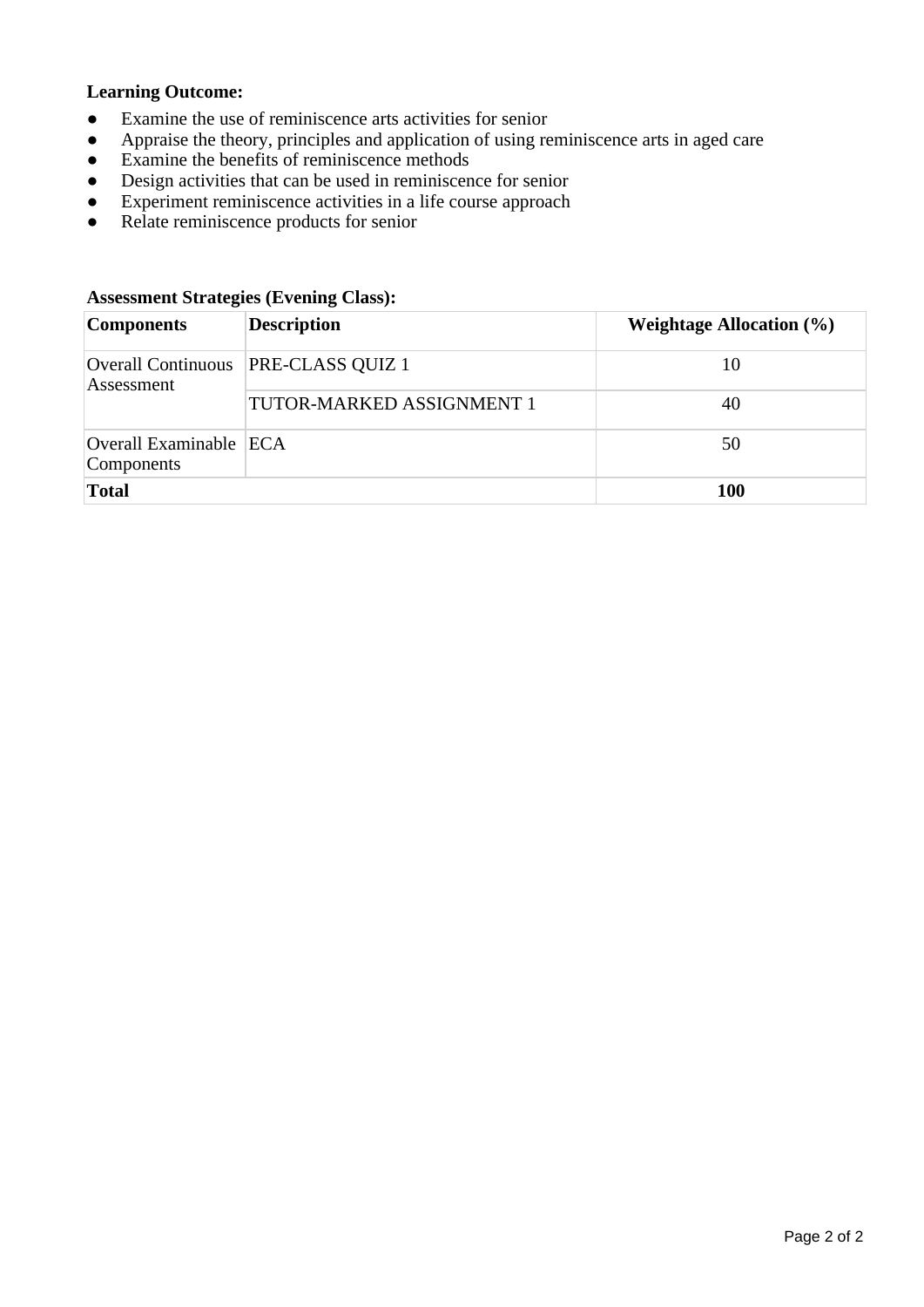**Learning Outcome:**

- Examine the use of reminiscence arts activities for senior
- Appraise the theory, principles and application of using reminiscence arts in aged care
- Examine the benefits of reminiscence methods
- Design activities that can be used in reminiscence for senior
- Experiment reminiscence activities in a life course approach
- Relate reminiscence products for senior

**Assessment Strategies (Evening Class):**

| Components | Description | Weightage Allocation (%) |
|---|---|---|
| Overall Continuous Assessment | PRE-CLASS QUIZ 1 | 10 |
| | TUTOR-MARKED ASSIGNMENT 1 | 40 |
| Overall Examinable Components | ECA | 50 |
| **Total** | | **100** |